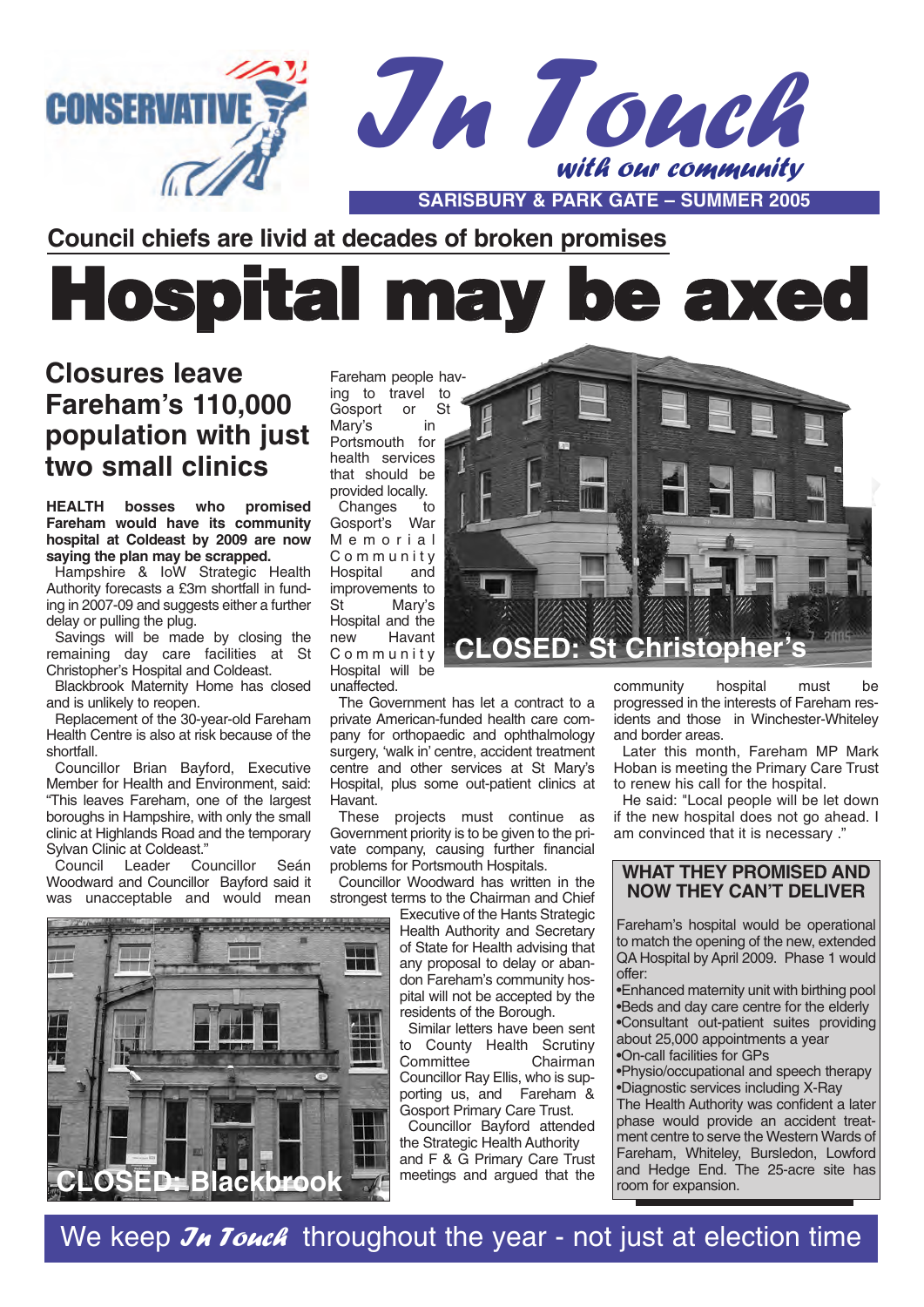CONSERVATIVE

# In Touch

*with our community*

**SARISBURY & PARK GATE – SUMMER 2005**

## Council chiefs are livid at decades of broken promises

# Hospital may be axed

### Closures leave Fareham's 110,000 population with just two small clinics

**HEALTH bosses who promised Fareham would have its community hospital at Coldeast by 2009 are now saying the plan may be scrapped.**

Hampshire & IoW Strategic Health Authority forecasts a £3m shortfall in funding in 2007-09 and suggests either a further delay or pulling the plug.

Savings will be made by closing the remaining day care facilities at St Christopher's Hospital and Coldeast.

Blackbrook Maternity Home has closed and is unlikely to reopen.

Replacement of the 30-year-old Fareham Health Centre is also at risk because of the shortfall.

Councillor Brian Bayford, Executive Member for Health and Environment, said: "This leaves Fareham, one of the largest boroughs in Hampshire, with only the small clinic at Highlands Road and the temporary Sylvan Clinic at Coldeast."

Council Leader Councillor Seán Woodward and Councillor Bayford said it was unacceptable and would mean Fareham people having to travel to Gosport or St Mary's in Portsmouth for health services that should be provided locally.

Changes to Gosport's War Memorial Community Hospital and improvements to St Mary's Hospital and the new Havant Community Hospital will be unaffected.

CLOSED: St Christopher's

The Government has let a contract to a private American-funded health care company for orthopaedic and ophthalmology surgery, 'walk in' centre, accident treatment centre and other services at St Mary's Hospital, plus some out-patient clinics at Havant.

These projects must continue as Government priority is to be given to the private company, causing further financial problems for Portsmouth Hospitals.

Councillor Woodward has written in the strongest terms to the Chairman and Chief Executive of the Hants Strategic Health Authority and Secretary of State for Health advising that any proposal to delay or abandon Fareham's community hospital will not be accepted by the residents of the Borough.

Similar letters have been sent to County Health Scrutiny Committee Chairman Councillor Ray Ellis, who is supporting us, and Fareham & Gosport Primary Care Trust.

Councillor Bayford attended the Strategic Health Authority and F & G Primary Care Trust meetings and argued that the community hospital must be progressed in the interests of Fareham residents and those in Winchester-Whiteley and border areas.

CLOSED: Blackbrook

Later this month, Fareham MP Mark Hoban is meeting the Primary Care Trust to renew his call for the hospital.

He said: "Local people will be let down if the new hospital does not go ahead. I am convinced that it is necessary ."

### WHAT THEY PROMISED AND NOW THEY CAN'T DELIVER

Fareham's hospital would be operational to match the opening of the new, extended QA Hospital by April 2009. Phase 1 would offer:

- Enhanced maternity unit with birthing pool
- Beds and day care centre for the elderly
- Consultant out-patient suites providing about 25,000 appointments a year
- On-call facilities for GPs
- Physio/occupational and speech therapy
- Diagnostic services including X-Ray

The Health Authority was confident a later phase would provide an accident treatment centre to serve the Western Wards of Fareham, Whiteley, Bursledon, Lowford and Hedge End. The 25-acre site has room for expansion.

We keep *In Touch* throughout the year - not just at election time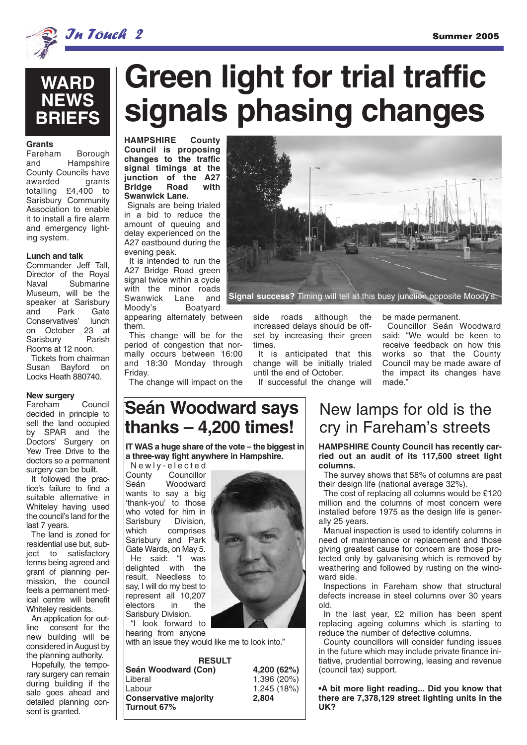# WARD NEWS BRIEFS

### Grants

Fareham Borough and Hampshire County Councils have awarded grants totalling £4,400 to Sarisbury Community Association to enable it to install a fire alarm and emergency lighting system.

### Lunch and talk

Commander Jeff Tall, Director of the Royal Naval Submarine Museum, will be the speaker at Sarisbury and Park Gate Conservatives' lunch on October 23 at Sarisbury Parish Rooms at 12 noon.

Tickets from chairman Susan Bayford on Locks Heath 880740.

### New surgery

Fareham Council decided in principle to sell the land occupied by SPAR and the Doctors' Surgery on Yew Tree Drive to the doctors so a permanent surgery can be built.

It followed the practice's failure to find a suitable alternative in Whiteley having used the council's land for the last 7 years.

The land is zoned for residential use but, subject to satisfactory terms being agreed and grant of planning permission, the council feels a permanent medical centre will benefit Whiteley residents.

An application for outline consent for the new building will be considered in August by the planning authority.

Hopefully, the temporary surgery can remain during building if the sale goes ahead and detailed planning consent is granted.

# Green light for trial traffic signals phasing changes

**HAMPSHIRE County Council is proposing changes to the traffic signal timings at the junction of the A27 Bridge Road with Swanwick Lane.**

Signals are being trialed in a bid to reduce the amount of queuing and delay experienced on the A27 eastbound during the evening peak.

It is intended to run the A27 Bridge Road green signal twice within a cycle with the minor roads Swanwick Lane and Moody's Boatyard appearing alternately between them.

This change will be for the period of congestion that normally occurs between 16:00 and 18:30 Monday through Friday.

The change will impact on the side roads although the increased delays should be offset by increasing their green times.

It is anticipated that this change will be initially trialed until the end of October.

If successful the change will be made permanent.

Councillor Seán Woodward said: "We would be keen to receive feedback on how this works so that the County Council may be made aware of the impact its changes have made."

**Signal success?** Timing will tell at this busy junction opposite Moody's.

## Seán Woodward says thanks – 4,200 times!

**IT WAS a huge share of the vote – the biggest in a three-way fight anywhere in Hampshire.**

Newly-elected County Councillor Seán Woodward wants to say a big 'thank-you' to those who voted for him in Sarisbury Division, which comprises Sarisbury and Park Gate Wards, on May 5.

He said: "I was delighted with the result. Needless to say, I will do my best to represent all 10,207 electors in the Sarisbury Division.

"I look forward to hearing from anyone with an issue they would like me to look into."

| RESULT | |
|---|---|
| **Seán Woodward (Con)** | **4,200 (62%)** |
| Liberal | 1,396 (20%) |
| Labour | 1,245 (18%) |
| **Conservative majority** | **2,804** |
| **Turnout 67%** | |

## New lamps for old is the cry in Fareham's streets

**HAMPSHIRE County Council has recently carried out an audit of its 117,500 street light columns.**

The survey shows that 58% of columns are past their design life (national average 32%).

The cost of replacing all columns would be £120 million and the columns of most concern were installed before 1975 as the design life is generally 25 years.

Manual inspection is used to identify columns in need of maintenance or replacement and those giving greatest cause for concern are those protected only by galvanising which is removed by weathering and followed by rusting on the windward side.

Inspections in Fareham show that structural defects increase in steel columns over 30 years old.

In the last year, £2 million has been spent replacing ageing columns which is starting to reduce the number of defective columns.

County councillors will consider funding issues in the future which may include private finance initiative, prudential borrowing, leasing and revenue (council tax) support.

**•A bit more light reading... Did you know that there are 7,378,129 street lighting units in the UK?**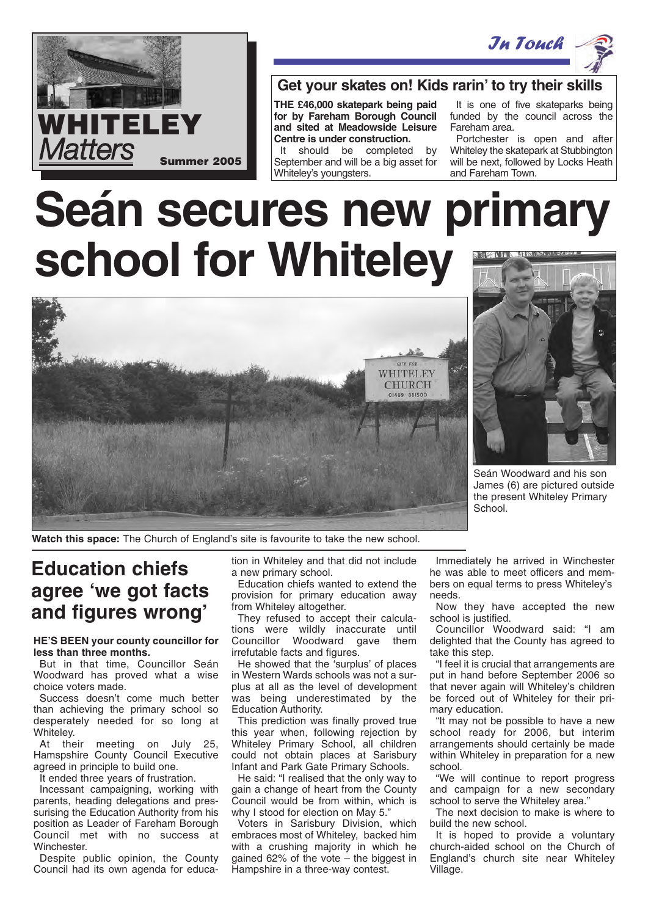# WHITELEY *Matters*

**Summer 2005**

*In Touch*

## Get your skates on! Kids rarin' to try their skills

**THE £46,000 skatepark being paid for by Fareham Borough Council and sited at Meadowside Leisure Centre is under construction.**

It should be completed by September and will be a big asset for Whiteley's youngsters.

It is one of five skateparks being funded by the council across the Fareham area.

Portchester is open and after Whiteley the skatepark at Stubbington will be next, followed by Locks Heath and Fareham Town.

# Seán secures new primary school for Whiteley

**Watch this space:** The Church of England's site is favourite to take the new school.

Seán Woodward and his son James (6) are pictured outside the present Whiteley Primary School.

## Education chiefs agree 'we got facts and figures wrong'

**HE'S BEEN your county councillor for less than three months.**

But in that time, Councillor Seán Woodward has proved what a wise choice voters made.

Success doesn't come much better than achieving the primary school so desperately needed for so long at Whiteley.

At their meeting on July 25, Hamspshire County Council Executive agreed in principle to build one.

It ended three years of frustration.

Incessant campaigning, working with parents, heading delegations and pressurising the Education Authority from his position as Leader of Fareham Borough Council met with no success at Winchester.

Despite public opinion, the County Council had its own agenda for education in Whiteley and that did not include a new primary school.

Education chiefs wanted to extend the provision for primary education away from Whiteley altogether.

They refused to accept their calculations were wildly inaccurate until Councillor Woodward gave them irrefutable facts and figures.

He showed that the 'surplus' of places in Western Wards schools was not a surplus at all as the level of development was being underestimated by the Education Authority.

This prediction was finally proved true this year when, following rejection by Whiteley Primary School, all children could not obtain places at Sarisbury Infant and Park Gate Primary Schools.

He said: "I realised that the only way to gain a change of heart from the County Council would be from within, which is why I stood for election on May 5."

Voters in Sarisbury Division, which embraces most of Whiteley, backed him with a crushing majority in which he gained 62% of the vote – the biggest in Hampshire in a three-way contest.

Immediately he arrived in Winchester he was able to meet officers and members on equal terms to press Whiteley's needs.

Now they have accepted the new school is justified.

Councillor Woodward said: "I am delighted that the County has agreed to take this step.

"I feel it is crucial that arrangements are put in hand before September 2006 so that never again will Whiteley's children be forced out of Whiteley for their primary education.

"It may not be possible to have a new school ready for 2006, but interim arrangements should certainly be made within Whiteley in preparation for a new school.

"We will continue to report progress and campaign for a new secondary school to serve the Whiteley area."

The next decision to make is where to build the new school.

It is hoped to provide a voluntary church-aided school on the Church of England's church site near Whiteley Village.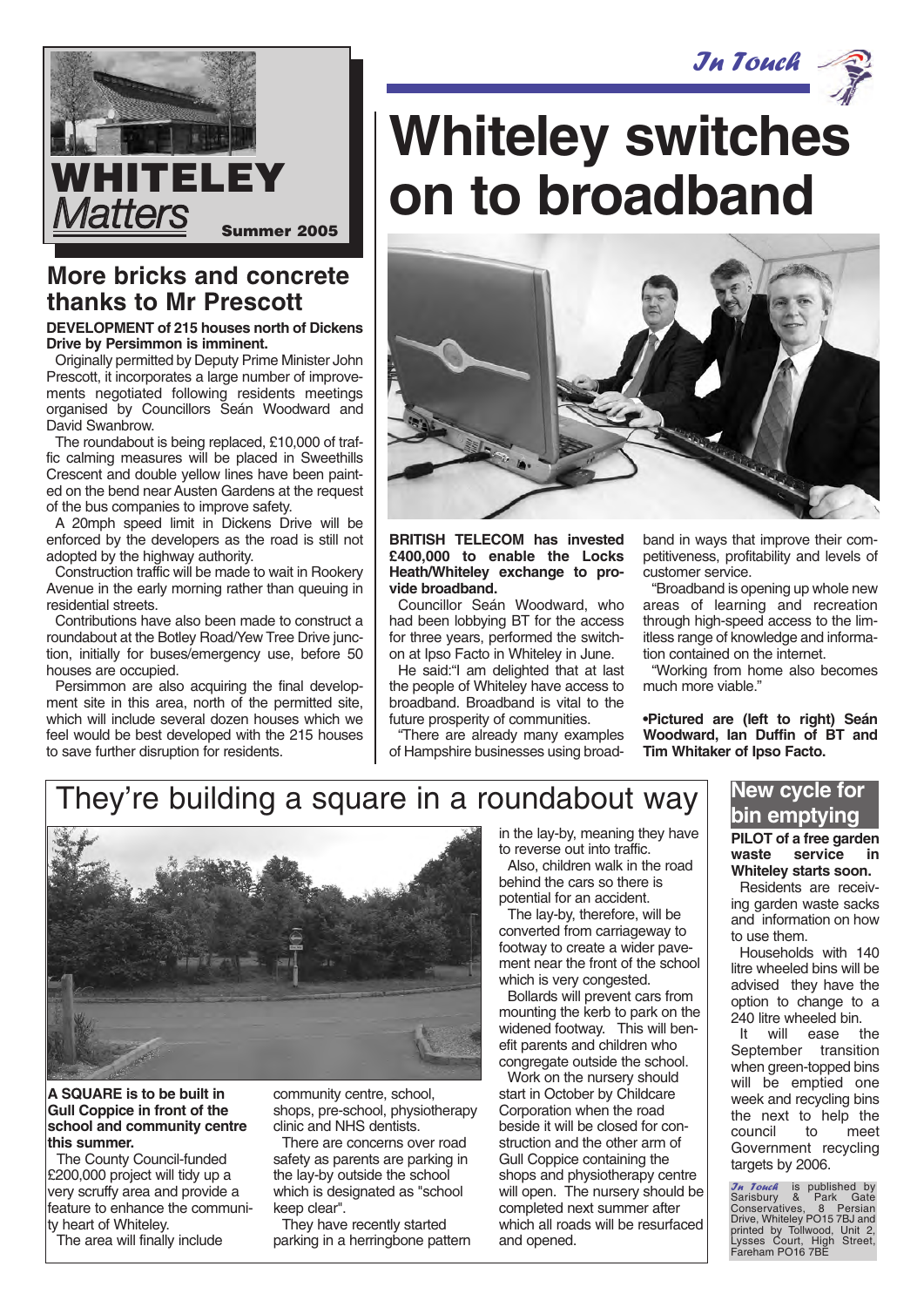# WHITELEY *Matters*

**Summer 2005**

## More bricks and concrete thanks to Mr Prescott

**DEVELOPMENT of 215 houses north of Dickens Drive by Persimmon is imminent.**

Originally permitted by Deputy Prime Minister John Prescott, it incorporates a large number of improvements negotiated following residents meetings organised by Councillors Seán Woodward and David Swanbrow.

The roundabout is being replaced, £10,000 of traffic calming measures will be placed in Sweethills Crescent and double yellow lines have been painted on the bend near Austen Gardens at the request of the bus companies to improve safety.

A 20mph speed limit in Dickens Drive will be enforced by the developers as the road is still not adopted by the highway authority.

Construction traffic will be made to wait in Rookery Avenue in the early morning rather than queuing in residential streets.

Contributions have also been made to construct a roundabout at the Botley Road/Yew Tree Drive junction, initially for buses/emergency use, before 50 houses are occupied.

Persimmon are also acquiring the final development site in this area, north of the permitted site, which will include several dozen houses which we feel would be best developed with the 215 houses to save further disruption for residents.

# Whiteley switches on to broadband

**BRITISH TELECOM has invested £400,000 to enable the Locks Heath/Whiteley exchange to provide broadband.**

Councillor Seán Woodward, who had been lobbying BT for the access for three years, performed the switch-on at Ipso Facto in Whiteley in June.

He said:"I am delighted that at last the people of Whiteley have access to broadband. Broadband is vital to the future prosperity of communities.

"There are already many examples of Hampshire businesses using broadband in ways that improve their competitiveness, profitability and levels of customer service.

"Broadband is opening up whole new areas of learning and recreation through high-speed access to the limitless range of knowledge and information contained on the internet.

"Working from home also becomes much more viable."

**•Pictured are (left to right) Seán Woodward, Ian Duffin of BT and Tim Whitaker of Ipso Facto.**

## They're building a square in a roundabout way

**A SQUARE is to be built in Gull Coppice in front of the school and community centre this summer.**

The County Council-funded £200,000 project will tidy up a very scruffy area and provide a feature to enhance the community heart of Whiteley.

The area will finally include community centre, school, shops, pre-school, physiotherapy clinic and NHS dentists.

There are concerns over road safety as parents are parking in the lay-by outside the school which is designated as "school keep clear".

They have recently started parking in a herringbone pattern in the lay-by, meaning they have to reverse out into traffic.

Also, children walk in the road behind the cars so there is potential for an accident.

The lay-by, therefore, will be converted from carriageway to footway to create a wider pavement near the front of the school which is very congested.

Bollards will prevent cars from mounting the kerb to park on the widened footway. This will benefit parents and children who congregate outside the school.

Work on the nursery should start in October by Childcare Corporation when the road beside it will be closed for construction and the other arm of Gull Coppice containing the shops and physiotherapy centre will open. The nursery should be completed next summer after which all roads will be resurfaced and opened.

## New cycle for bin emptying

**PILOT of a free garden waste service in Whiteley starts soon.**

Residents are receiving garden waste sacks and information on how to use them.

Households with 140 litre wheeled bins will be advised they have the option to change to a 240 litre wheeled bin.

It will ease the September transition when green-topped bins will be emptied one week and recycling bins the next to help the council to meet Government recycling targets by 2006.

*In Touch* is published by Sarisbury & Park Gate Conservatives, 8 Persian Drive, Whiteley PO15 7BJ and printed by Tollwood, Unit 2, Lysses Court, High Street, Fareham PO16 7BE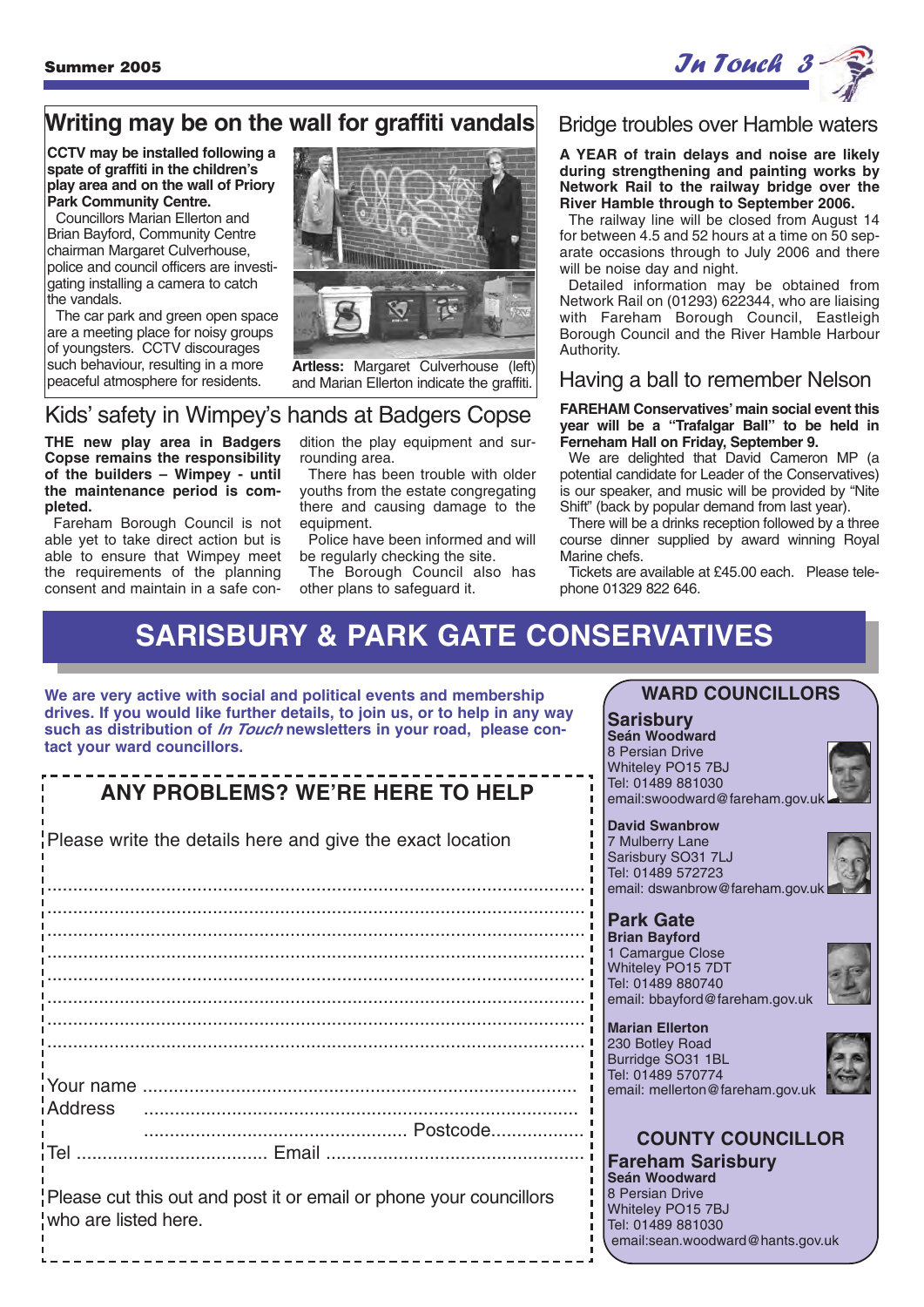## Writing may be on the wall for graffiti vandals

**CCTV may be installed following a spate of graffiti in the children's play area and on the wall of Priory Park Community Centre.**

Councillors Marian Ellerton and Brian Bayford, Community Centre chairman Margaret Culverhouse, police and council officers are investigating installing a camera to catch the vandals.

The car park and green open space are a meeting place for noisy groups of youngsters. CCTV discourages such behaviour, resulting in a more peaceful atmosphere for residents.

**Artless:** Margaret Culverhouse (left) and Marian Ellerton indicate the graffiti.

## Kids' safety in Wimpey's hands at Badgers Copse

**THE new play area in Badgers Copse remains the responsibility of the builders – Wimpey - until the maintenance period is completed.**

Fareham Borough Council is not able yet to take direct action but is able to ensure that Wimpey meet the requirements of the planning consent and maintain in a safe condition the play equipment and surrounding area.

There has been trouble with older youths from the estate congregating there and causing damage to the equipment.

Police have been informed and will be regularly checking the site.

The Borough Council also has other plans to safeguard it.

## Bridge troubles over Hamble waters

**A YEAR of train delays and noise are likely during strengthening and painting works by Network Rail to the railway bridge over the River Hamble through to September 2006.**

The railway line will be closed from August 14 for between 4.5 and 52 hours at a time on 50 separate occasions through to July 2006 and there will be noise day and night.

Detailed information may be obtained from Network Rail on (01293) 622344, who are liaising with Fareham Borough Council, Eastleigh Borough Council and the River Hamble Harbour Authority.

## Having a ball to remember Nelson

**FAREHAM Conservatives' main social event this year will be a "Trafalgar Ball" to be held in Ferneham Hall on Friday, September 9.**

We are delighted that David Cameron MP (a potential candidate for Leader of the Conservatives) is our speaker, and music will be provided by "Nite Shift" (back by popular demand from last year).

There will be a drinks reception followed by a three course dinner supplied by award winning Royal Marine chefs.

Tickets are available at £45.00 each. Please telephone 01329 822 646.

# SARISBURY & PARK GATE CONSERVATIVES

**We are very active with social and political events and membership drives. If you would like further details, to join us, to help in any way such as distribution of *In Touch* newsletters in your road, please contact your ward councillors.**

### ANY PROBLEMS? WE'RE HERE TO HELP

Please write the details here and give the exact location

.......................................................................................................
.......................................................................................................
.......................................................................................................
.......................................................................................................
.......................................................................................................
.......................................................................................................
.......................................................................................................

Your name ..........................................................................................
Address ..........................................................................................
.................................................... Postcode..................
Tel .................................... Email ..................................................

Please cut this out and post it or email or phone your councillors who are listed here.

### WARD COUNCILLORS

**Sarisbury**

**Seán Woodward**
8 Persian Drive
Whiteley PO15 7BJ
Tel: 01489 881030
email:swoodward@fareham.gov.uk

**David Swanbrow**
7 Mulberry Lane
Sarisbury SO31 7LJ
Tel: 01489 572723
email: dswanbrow@fareham.gov.uk

**Park Gate**

**Brian Bayford**
1 Camargue Close
Whiteley PO15 7DT
Tel: 01489 880740
email: bbayford@fareham.gov.uk

**Marian Ellerton**
230 Botley Road
Burridge SO31 1BL
Tel: 01489 570774
email: mellerton@fareham.gov.uk

### COUNTY COUNCILLOR

**Fareham Sarisbury**

**Seán Woodward**
8 Persian Drive
Whiteley PO15 7BJ
Tel: 01489 881030
email:sean.woodward@hants.gov.uk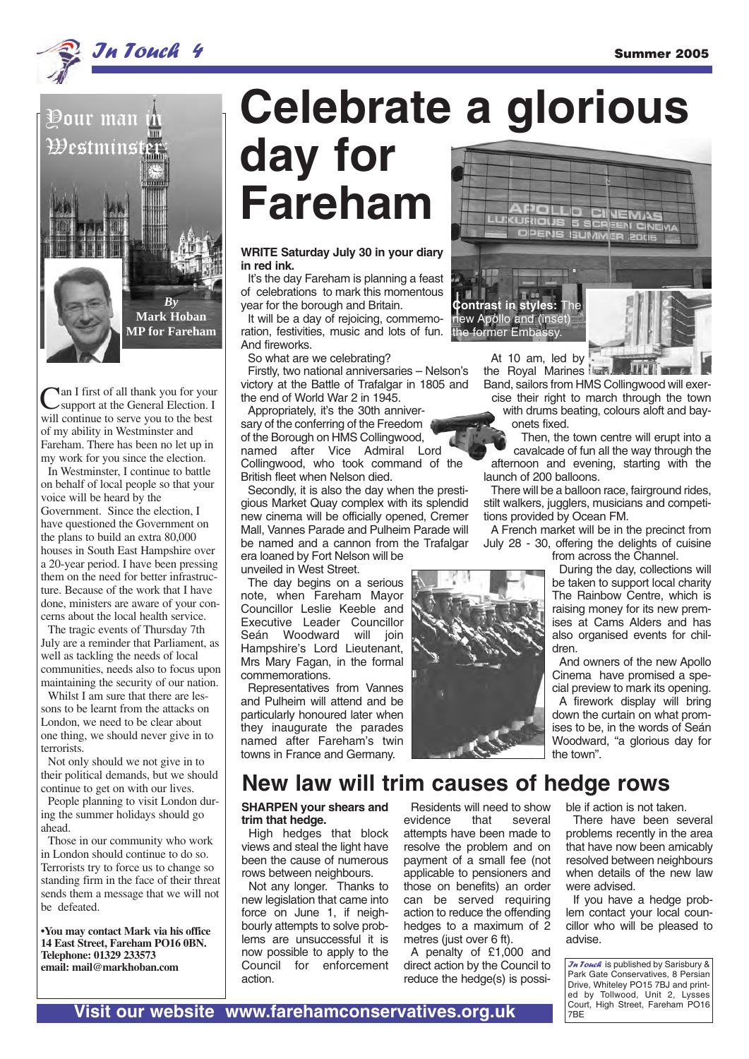## Your man in Westminster

*By* **Mark Hoban MP for Fareham**

Can I first of all thank you for your support at the General Election. I will continue to serve you to the best of my ability in Westminster and Fareham. There has been no let up in my work for you since the election.

In Westminster, I continue to battle on behalf of local people so that your voice will be heard by the Government. Since the election, I have questioned the Government on the plans to build an extra 80,000 houses in South East Hampshire over a 20-year period. I have been pressing them on the need for better infrastructure. Because of the work that I have done, ministers are aware of your concerns about the local health service.

The tragic events of Thursday 7th July are a reminder that Parliament, as well as tackling the needs of local communities, needs also to focus upon maintaining the security of our nation.

Whilst I am sure that there are lessons to be learnt from the attacks on London, we need to be clear about one thing, we should never give in to terrorists.

Not only should we not give in to their political demands, but we should continue to get on with our lives.

People planning to visit London during the summer holidays should go ahead.

Those in our community who work in London should continue to do so. Terrorists try to force us to change so standing firm in the face of their threat sends them a message that we will not be defeated.

**•You may contact Mark via his office 14 East Street, Fareham PO16 0BN. Telephone: 01329 233573 email: mail@markhoban.com**

# Celebrate a glorious day for Fareham

**WRITE Saturday July 30 in your diary in red ink.**

It's the day Fareham is planning a feast of celebrations to mark this momentous year for the borough and Britain.

It will be a day of rejoicing, commemoration, festivities, music and lots of fun. And fireworks.

So what are we celebrating?

Firstly, two national anniversaries – Nelson's victory at the Battle of Trafalgar in 1805 and the end of World War 2 in 1945.

Appropriately, it's the 30th anniversary of the conferring of the Freedom of the Borough on HMS Collingwood, named after Vice Admiral Lord Collingwood, who took command of the British fleet when Nelson died.

Secondly, it is also the day when the prestigious Market Quay complex with its splendid new cinema will be officially opened, Cremer Mall, Vannes Parade and Pulheim Parade will be named and a cannon from the Trafalgar era loaned by Fort Nelson will be unveiled in West Street.

The day begins on a serious note, when Fareham Mayor Councillor Leslie Keeble and Executive Leader Councillor Seán Woodward will join Hampshire's Lord Lieutenant, Mrs Mary Fagan, in the formal commemorations.

Representatives from Vannes and Pulheim will attend and be particularly honoured later when they inaugurate the parades named after Fareham's twin towns in France and Germany.

**Contrast in styles:** The new Apollo and (inset) the former Embassy.

At 10 am, led by the Royal Marines Band, sailors from HMS Collingwood will exercise their right to march through the town with drums beating, colours aloft and bayonets fixed.

Then, the town centre will erupt into a cavalcade of fun all the way through the afternoon and evening, starting with the launch of 200 balloons.

There will be a balloon race, fairground rides, stilt walkers, jugglers, musicians and competitions provided by Ocean FM.

A French market will be in the precinct from July 28 - 30, offering the delights of cuisine from across the Channel.

During the day, collections will be taken to support local charity The Rainbow Centre, which is raising money for its new premises at Cams Alders and has also organised events for children.

And owners of the new Apollo Cinema have promised a special preview to mark its opening.

A firework display will bring down the curtain on what promises to be, in the words of Seán Woodward, "a glorious day for the town".

## New law will trim causes of hedge rows

**SHARPEN your shears and trim that hedge.**

High hedges that block views and steal the light have been the cause of numerous rows between neighbours.

Not any longer. Thanks to new legislation that came into force on June 1, if neighbourly attempts to solve problems are unsuccessful it is now possible to apply to the Council for enforcement action.

Residents will need to show evidence that several attempts have been made to resolve the problem and on payment of a small fee (not applicable to pensioners and those on benefits) an order can be served requiring action to reduce the offending hedges to a maximum of 2 metres (just over 6 ft).

A penalty of £1,000 and direct action by the Council to reduce the hedge(s) is possible if action is not taken.

There have been several problems recently in the area that have now been amicably resolved between neighbours when details of the new law were advised.

If you have a hedge problem contact your local councillor who will be pleased to advise.

*In Touch* is published by Sarisbury & Park Gate Conservatives, 8 Persian Drive, Whiteley PO15 7BJ and printed by Tollwood, Unit 2, Lysses Court, High Street, Fareham PO16 7BE

**Visit our website www.farehamconservatives.org.uk**